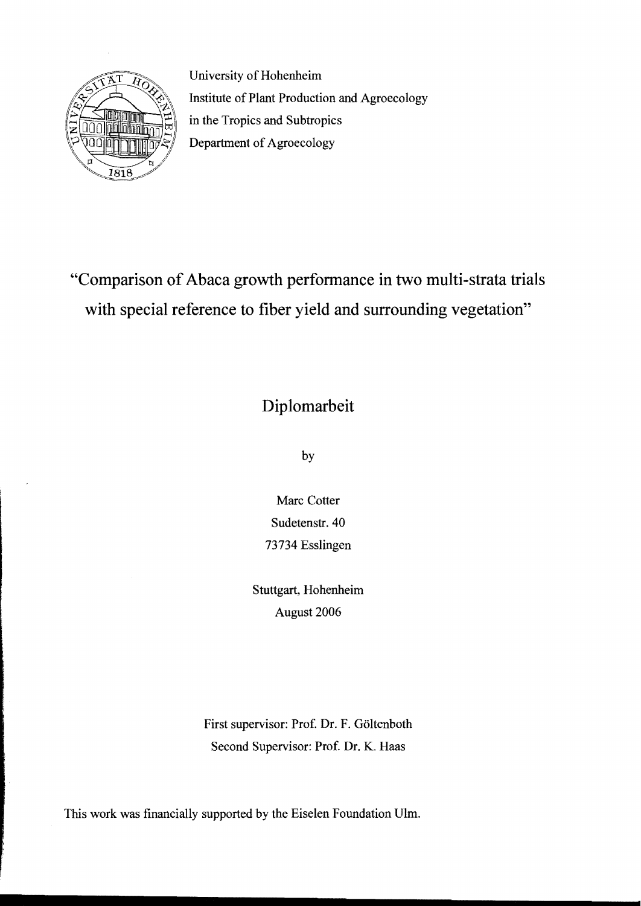University of Hohenheim
Institute of Plant Production and Agroecology
in the Tropics and Subtropics
Department of Agroecology

# "Comparison of Abaca growth performance in two multi-strata trials with special reference to fiber yield and surrounding vegetation"

## Diplomarbeit

by

Marc Cotter
Sudetenstr. 40
73734 Esslingen

Stuttgart, Hohenheim
August 2006

First supervisor: Prof. Dr. F. Göltenboth
Second Supervisor: Prof. Dr. K. Haas

This work was financially supported by the Eiselen Foundation Ulm.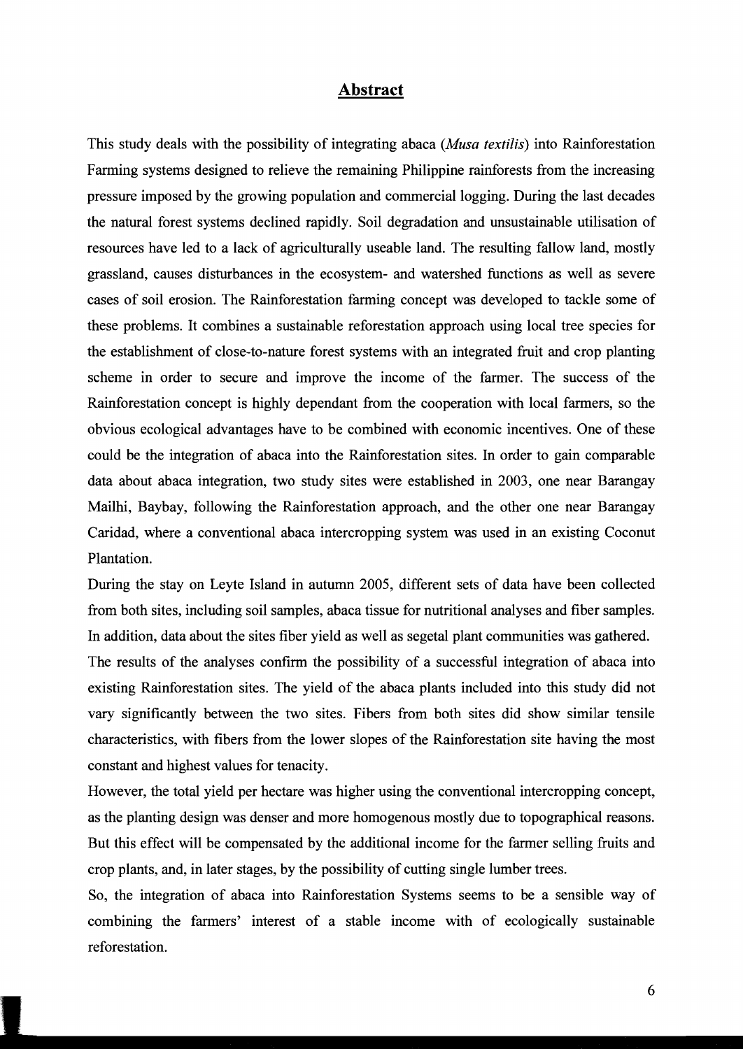## Abstract

This study deals with the possibility of integrating abaca (*Musa textilis*) into Rainforestation Farming systems designed to relieve the remaining Philippine rainforests from the increasing pressure imposed by the growing population and commercial logging. During the last decades the natural forest systems declined rapidly. Soil degradation and unsustainable utilisation of resources have led to a lack of agriculturally useable land. The resulting fallow land, mostly grassland, causes disturbances in the ecosystem- and watershed functions as well as severe cases of soil erosion. The Rainforestation farming concept was developed to tackle some of these problems. It combines a sustainable reforestation approach using local tree species for the establishment of close-to-nature forest systems with an integrated fruit and crop planting scheme in order to secure and improve the income of the farmer. The success of the Rainforestation concept is highly dependant from the cooperation with local farmers, so the obvious ecological advantages have to be combined with economic incentives. One of these could be the integration of abaca into the Rainforestation sites. In order to gain comparable data about abaca integration, two study sites were established in 2003, one near Barangay Mailhi, Baybay, following the Rainforestation approach, and the other one near Barangay Caridad, where a conventional abaca intercropping system was used in an existing Coconut Plantation.

During the stay on Leyte Island in autumn 2005, different sets of data have been collected from both sites, including soil samples, abaca tissue for nutritional analyses and fiber samples. In addition, data about the sites fiber yield as well as segetal plant communities was gathered.

The results of the analyses confirm the possibility of a successful integration of abaca into existing Rainforestation sites. The yield of the abaca plants included into this study did not vary significantly between the two sites. Fibers from both sites did show similar tensile characteristics, with fibers from the lower slopes of the Rainforestation site having the most constant and highest values for tenacity.

However, the total yield per hectare was higher using the conventional intercropping concept, as the planting design was denser and more homogenous mostly due to topographical reasons. But this effect will be compensated by the additional income for the farmer selling fruits and crop plants, and, in later stages, by the possibility of cutting single lumber trees.

So, the integration of abaca into Rainforestation Systems seems to be a sensible way of combining the farmers' interest of a stable income with of ecologically sustainable reforestation.